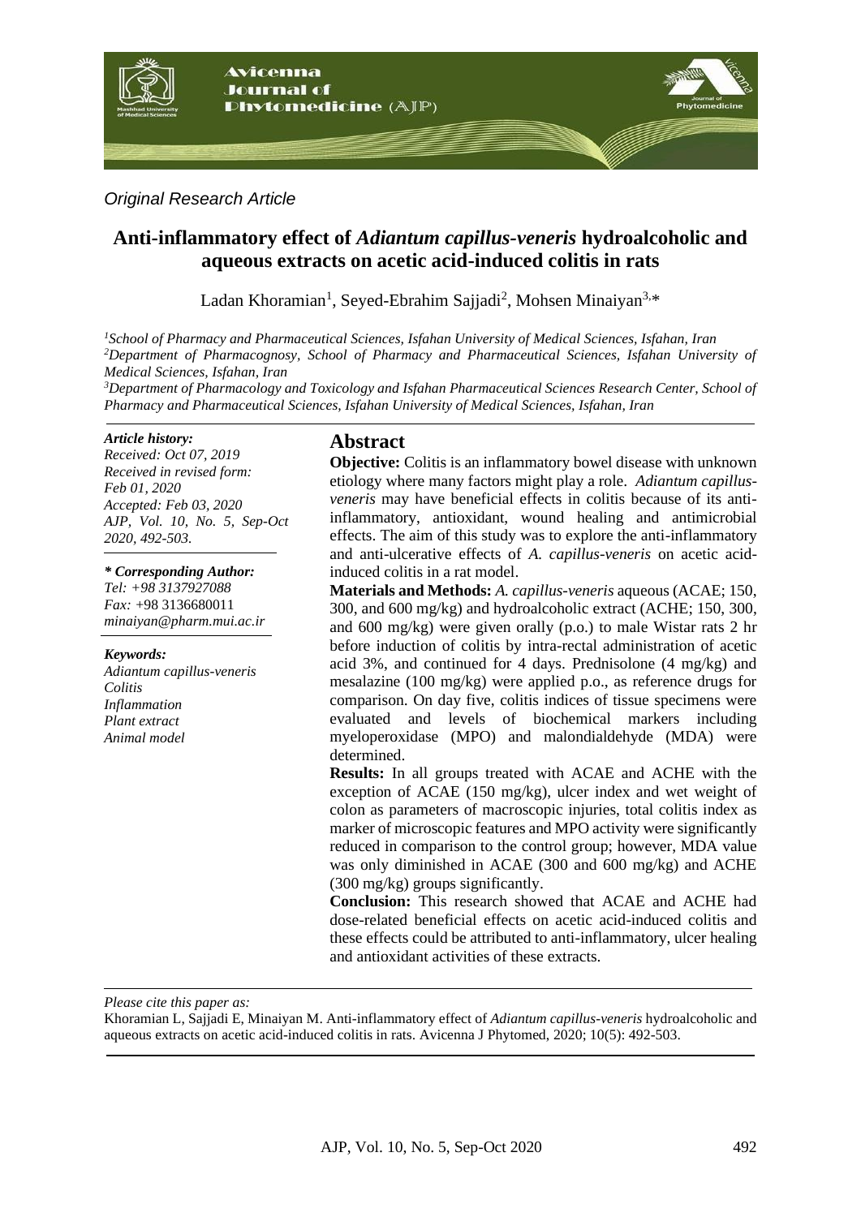*Original Research Article*

# Anti-inflammatory effect of *Adiantum capillus-veneris* hydroalcoholic and aqueous extracts on acetic acid-induced colitis in rats

Ladan Khoramian[1], Seyed-Ebrahim Sajjadi[2], Mohsen Minaiyan[3,*]

[1]*School of Pharmacy and Pharmaceutical Sciences, Isfahan University of Medical Sciences, Isfahan, Iran*
[2]*Department of Pharmacognosy, School of Pharmacy and Pharmaceutical Sciences, Isfahan University of Medical Sciences, Isfahan, Iran*
[3]*Department of Pharmacology and Toxicology and Isfahan Pharmaceutical Sciences Research Center, School of Pharmacy and Pharmaceutical Sciences, Isfahan University of Medical Sciences, Isfahan, Iran*

***Article history:***
*Received: Oct 07, 2019*
*Received in revised form: Feb 01, 2020*
*Accepted: Feb 03, 2020*
*AJP, Vol. 10, No. 5, Sep-Oct 2020, 492-503.*

***\* Corresponding Author:***
*Tel: +98 3137927088*
*Fax:* +98 3136680011
*minaiyan@pharm.mui.ac.ir*

***Keywords:***
*Adiantum capillus-veneris*
*Colitis*
*Inflammation*
*Plant extract*
*Animal model*

## Abstract

**Objective:** Colitis is an inflammatory bowel disease with unknown etiology where many factors might play a role. *Adiantum capillus-veneris* may have beneficial effects in colitis because of its anti-inflammatory, antioxidant, wound healing and antimicrobial effects. The aim of this study was to explore the anti-inflammatory and anti-ulcerative effects of *A. capillus-veneris* on acetic acid-induced colitis in a rat model.

**Materials and Methods:** *A. capillus-veneris* aqueous (ACAE; 150, 300, and 600 mg/kg) and hydroalcoholic extract (ACHE; 150, 300, and 600 mg/kg) were given orally (p.o.) to male Wistar rats 2 hr before induction of colitis by intra-rectal administration of acetic acid 3%, and continued for 4 days. Prednisolone (4 mg/kg) and mesalazine (100 mg/kg) were applied p.o., as reference drugs for comparison. On day five, colitis indices of tissue specimens were evaluated and levels of biochemical markers including myeloperoxidase (MPO) and malondialdehyde (MDA) were determined.

**Results:** In all groups treated with ACAE and ACHE with the exception of ACAE (150 mg/kg), ulcer index and wet weight of colon as parameters of macroscopic injuries, total colitis index as marker of microscopic features and MPO activity were significantly reduced in comparison to the control group; however, MDA value was only diminished in ACAE (300 and 600 mg/kg) and ACHE (300 mg/kg) groups significantly.

**Conclusion:** This research showed that ACAE and ACHE had dose-related beneficial effects on acetic acid-induced colitis and these effects could be attributed to anti-inflammatory, ulcer healing and antioxidant activities of these extracts.

*Please cite this paper as:*
Khoramian L, Sajjadi E, Minaiyan M. Anti-inflammatory effect of *Adiantum capillus-veneris* hydroalcoholic and aqueous extracts on acetic acid-induced colitis in rats. Avicenna J Phytomed, 2020; 10(5): 492-503.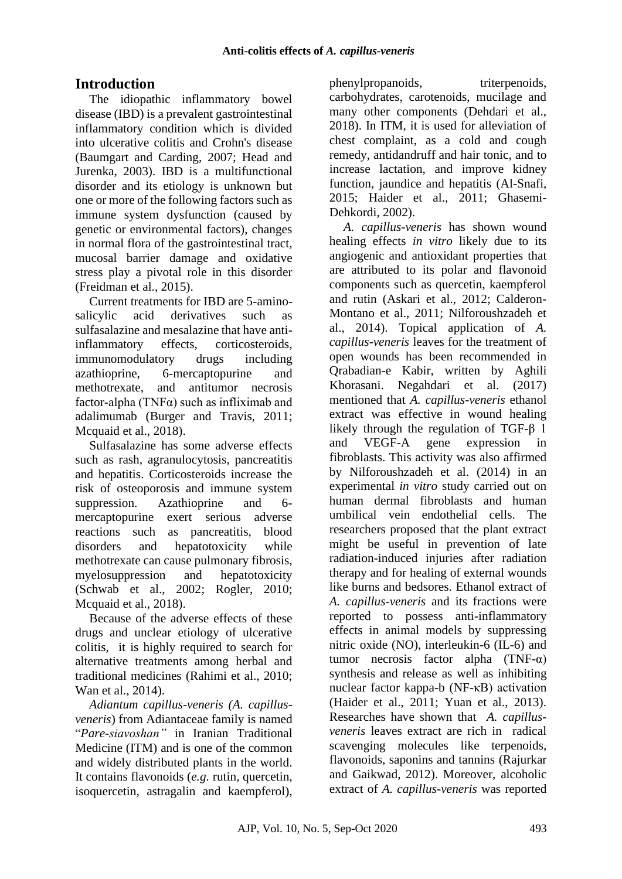## Introduction

The idiopathic inflammatory bowel disease (IBD) is a prevalent gastrointestinal inflammatory condition which is divided into ulcerative colitis and Crohn's disease (Baumgart and Carding, 2007; Head and Jurenka, 2003). IBD is a multifunctional disorder and its etiology is unknown but one or more of the following factors such as immune system dysfunction (caused by genetic or environmental factors), changes in normal flora of the gastrointestinal tract, mucosal barrier damage and oxidative stress play a pivotal role in this disorder (Freidman et al., 2015).

Current treatments for IBD are 5-amino-salicylic acid derivatives such as sulfasalazine and mesalazine that have anti-inflammatory effects, corticosteroids, immunomodulatory drugs including azathioprine, 6-mercaptopurine and methotrexate, and antitumor necrosis factor-alpha (TNFα) such as infliximab and adalimumab (Burger and Travis, 2011; Mcquaid et al., 2018).

Sulfasalazine has some adverse effects such as rash, agranulocytosis, pancreatitis and hepatitis. Corticosteroids increase the risk of osteoporosis and immune system suppression. Azathioprine and 6-mercaptopurine exert serious adverse reactions such as pancreatitis, blood disorders and hepatotoxicity while methotrexate can cause pulmonary fibrosis, myelosuppression and hepatotoxicity (Schwab et al., 2002; Rogler, 2010; Mcquaid et al., 2018).

Because of the adverse effects of these drugs and unclear etiology of ulcerative colitis, it is highly required to search for alternative treatments among herbal and traditional medicines (Rahimi et al., 2010; Wan et al., 2014).

*Adiantum capillus-veneris (A. capillus-veneris*) from Adiantaceae family is named "*Pare-siavoshan"* in Iranian Traditional Medicine (ITM) and is one of the common and widely distributed plants in the world. It contains flavonoids (*e.g.* rutin, quercetin, isoquercetin, astragalin and kaempferol), phenylpropanoids, triterpenoids, carbohydrates, carotenoids, mucilage and many other components (Dehdari et al., 2018). In ITM, it is used for alleviation of chest complaint, as a cold and cough remedy, antidandruff and hair tonic, and to increase lactation, and improve kidney function, jaundice and hepatitis (Al-Snafi, 2015; Haider et al., 2011; Ghasemi-Dehkordi, 2002).

*A. capillus-veneris* has shown wound healing effects *in vitro* likely due to its angiogenic and antioxidant properties that are attributed to its polar and flavonoid components such as quercetin, kaempferol and rutin (Askari et al., 2012; Calderon-Montano et al., 2011; Nilforoushzadeh et al., 2014). Topical application of *A. capillus-veneris* leaves for the treatment of open wounds has been recommended in Qrabadian-e Kabir, written by Aghili Khorasani. Negahdari et al. (2017) mentioned that *A. capillus-veneris* ethanol extract was effective in wound healing likely through the regulation of TGF-β 1 and VEGF-A gene expression in fibroblasts. This activity was also affirmed by Nilforoushzadeh et al. (2014) in an experimental *in vitro* study carried out on human dermal fibroblasts and human umbilical vein endothelial cells. The researchers proposed that the plant extract might be useful in prevention of late radiation-induced injuries after radiation therapy and for healing of external wounds like burns and bedsores. Ethanol extract of *A. capillus-veneris* and its fractions were reported to possess anti-inflammatory effects in animal models by suppressing nitric oxide (NO), interleukin-6 (IL-6) and tumor necrosis factor alpha (TNF-α) synthesis and release as well as inhibiting nuclear factor kappa-b (NF-κB) activation (Haider et al., 2011; Yuan et al., 2013). Researches have shown that *A. capillus-veneris* leaves extract are rich in radical scavenging molecules like terpenoids, flavonoids, saponins and tannins (Rajurkar and Gaikwad, 2012). Moreover, alcoholic extract of *A. capillus-veneris* was reported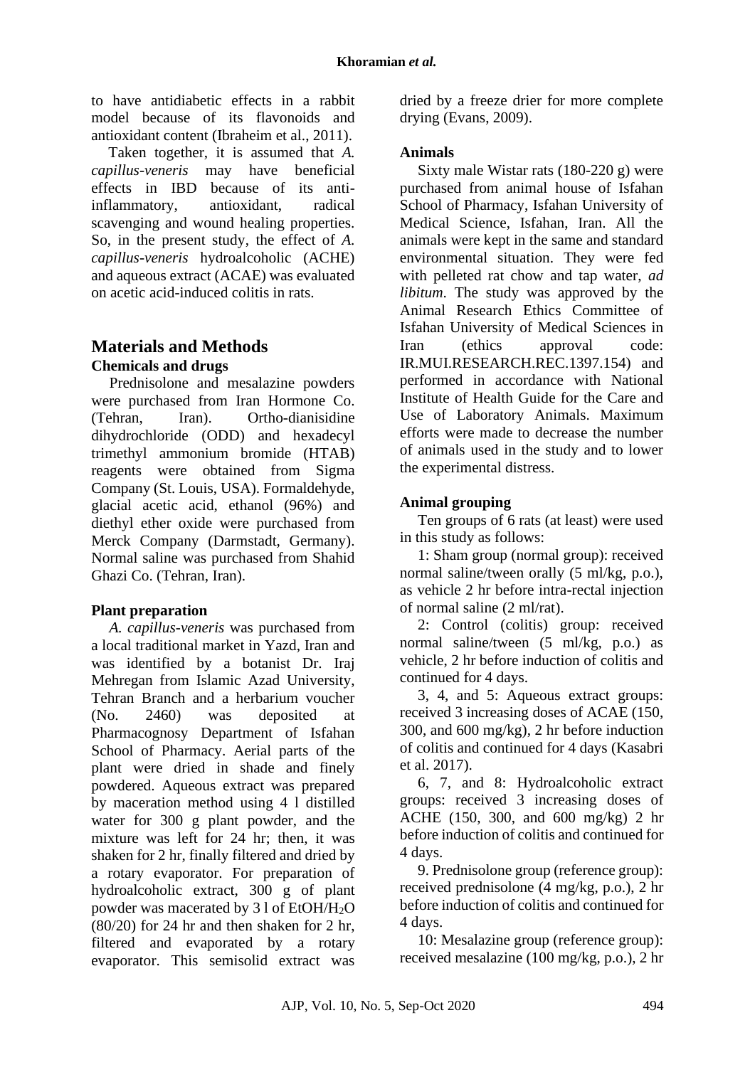to have antidiabetic effects in a rabbit model because of its flavonoids and antioxidant content (Ibraheim et al., 2011).

Taken together, it is assumed that *A. capillus-veneris* may have beneficial effects in IBD because of its anti-inflammatory, antioxidant, radical scavenging and wound healing properties. So, in the present study, the effect of *A. capillus-veneris* hydroalcoholic (ACHE) and aqueous extract (ACAE) was evaluated on acetic acid-induced colitis in rats.

## Materials and Methods

### Chemicals and drugs

Prednisolone and mesalazine powders were purchased from Iran Hormone Co. (Tehran, Iran). Ortho-dianisidine dihydrochloride (ODD) and hexadecyl trimethyl ammonium bromide (HTAB) reagents were obtained from Sigma Company (St. Louis, USA). Formaldehyde, glacial acetic acid, ethanol (96%) and diethyl ether oxide were purchased from Merck Company (Darmstadt, Germany). Normal saline was purchased from Shahid Ghazi Co. (Tehran, Iran).

### Plant preparation

*A. capillus-veneris* was purchased from a local traditional market in Yazd, Iran and was identified by a botanist Dr. Iraj Mehregan from Islamic Azad University, Tehran Branch and a herbarium voucher (No. 2460) was deposited at Pharmacognosy Department of Isfahan School of Pharmacy. Aerial parts of the plant were dried in shade and finely powdered. Aqueous extract was prepared by maceration method using 4 l distilled water for 300 g plant powder, and the mixture was left for 24 hr; then, it was shaken for 2 hr, finally filtered and dried by a rotary evaporator. For preparation of hydroalcoholic extract, 300 g of plant powder was macerated by 3 l of EtOH/$H_2O$ (80/20) for 24 hr and then shaken for 2 hr, filtered and evaporated by a rotary evaporator. This semisolid extract was dried by a freeze drier for more complete drying (Evans, 2009).

### Animals

Sixty male Wistar rats (180-220 g) were purchased from animal house of Isfahan School of Pharmacy, Isfahan University of Medical Science, Isfahan, Iran. All the animals were kept in the same and standard environmental situation. They were fed with pelleted rat chow and tap water, *ad libitum*. The study was approved by the Animal Research Ethics Committee of Isfahan University of Medical Sciences in Iran (ethics approval code: IR.MUI.RESEARCH.REC.1397.154) and performed in accordance with National Institute of Health Guide for the Care and Use of Laboratory Animals. Maximum efforts were made to decrease the number of animals used in the study and to lower the experimental distress.

### Animal grouping

Ten groups of 6 rats (at least) were used in this study as follows:

1: Sham group (normal group): received normal saline/tween orally (5 ml/kg, p.o.), as vehicle 2 hr before intra-rectal injection of normal saline (2 ml/rat).

2: Control (colitis) group: received normal saline/tween (5 ml/kg, p.o.) as vehicle, 2 hr before induction of colitis and continued for 4 days.

3, 4, and 5: Aqueous extract groups: received 3 increasing doses of ACAE (150, 300, and 600 mg/kg), 2 hr before induction of colitis and continued for 4 days (Kasabri et al. 2017).

6, 7, and 8: Hydroalcoholic extract groups: received 3 increasing doses of ACHE (150, 300, and 600 mg/kg) 2 hr before induction of colitis and continued for 4 days.

9. Prednisolone group (reference group): received prednisolone (4 mg/kg, p.o.), 2 hr before induction of colitis and continued for 4 days.

10: Mesalazine group (reference group): received mesalazine (100 mg/kg, p.o.), 2 hr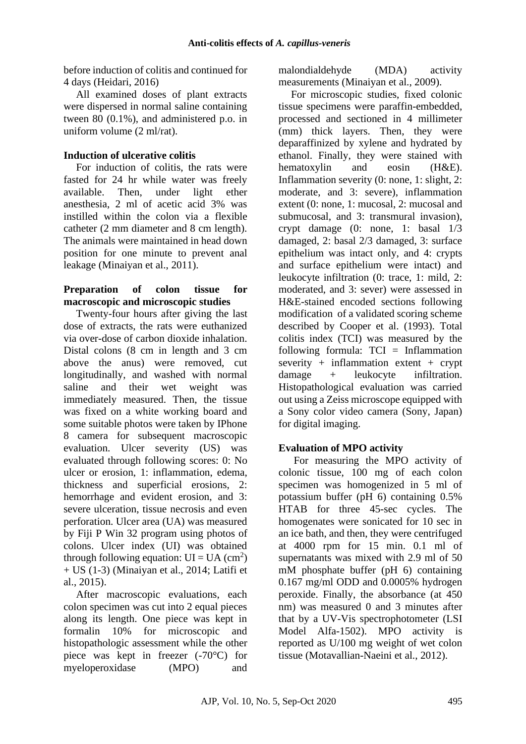before induction of colitis and continued for 4 days (Heidari, 2016)

All examined doses of plant extracts were dispersed in normal saline containing tween 80 (0.1%), and administered p.o. in uniform volume (2 ml/rat).

### Induction of ulcerative colitis

For induction of colitis, the rats were fasted for 24 hr while water was freely available. Then, under light ether anesthesia, 2 ml of acetic acid 3% was instilled within the colon via a flexible catheter (2 mm diameter and 8 cm length). The animals were maintained in head down position for one minute to prevent anal leakage (Minaiyan et al., 2011).

### Preparation of colon tissue for macroscopic and microscopic studies

Twenty-four hours after giving the last dose of extracts, the rats were euthanized via over-dose of carbon dioxide inhalation. Distal colons (8 cm in length and 3 cm above the anus) were removed, cut longitudinally, and washed with normal saline and their wet weight was immediately measured. Then, the tissue was fixed on a white working board and some suitable photos were taken by IPhone 8 camera for subsequent macroscopic evaluation. Ulcer severity (US) was evaluated through following scores: 0: No ulcer or erosion, 1: inflammation, edema, thickness and superficial erosions, 2: hemorrhage and evident erosion, and 3: severe ulceration, tissue necrosis and even perforation. Ulcer area (UA) was measured by Fiji P Win 32 program using photos of colons. Ulcer index (UI) was obtained through following equation: UI = UA ($cm^2$) + US (1-3) (Minaiyan et al., 2014; Latifi et al., 2015).

After macroscopic evaluations, each colon specimen was cut into 2 equal pieces along its length. One piece was kept in formalin 10% for microscopic and histopathologic assessment while the other piece was kept in freezer (-70°C) for myeloperoxidase (MPO) and malondialdehyde (MDA) activity measurements (Minaiyan et al., 2009).

For microscopic studies, fixed colonic tissue specimens were paraffin-embedded, processed and sectioned in 4 millimeter (mm) thick layers. Then, they were deparaffinized by xylene and hydrated by ethanol. Finally, they were stained with hematoxylin and eosin (H&E). Inflammation severity (0: none, 1: slight, 2: moderate, and 3: severe), inflammation extent (0: none, 1: mucosal, 2: mucosal and submucosal, and 3: transmural invasion), crypt damage (0: none, 1: basal 1/3 damaged, 2: basal 2/3 damaged, 3: surface epithelium was intact only, and 4: crypts and surface epithelium were intact) and leukocyte infiltration (0: trace, 1: mild, 2: moderated, and 3: sever) were assessed in H&E-stained encoded sections following modification of a validated scoring scheme described by Cooper et al. (1993). Total colitis index (TCI) was measured by the following formula: TCI = Inflammation severity + inflammation extent + crypt damage + leukocyte infiltration. Histopathological evaluation was carried out using a Zeiss microscope equipped with a Sony color video camera (Sony, Japan) for digital imaging.

### Evaluation of MPO activity

For measuring the MPO activity of colonic tissue, 100 mg of each colon specimen was homogenized in 5 ml of potassium buffer (pH 6) containing 0.5% HTAB for three 45-sec cycles. The homogenates were sonicated for 10 sec in an ice bath, and then, they were centrifuged at 4000 rpm for 15 min. 0.1 ml of supernatants was mixed with 2.9 ml of 50 mM phosphate buffer (pH 6) containing 0.167 mg/ml ODD and 0.0005% hydrogen peroxide. Finally, the absorbance (at 450 nm) was measured 0 and 3 minutes after that by a UV-Vis spectrophotometer (LSI Model Alfa-1502). MPO activity is reported as U/100 mg weight of wet colon tissue (Motavallian-Naeini et al., 2012).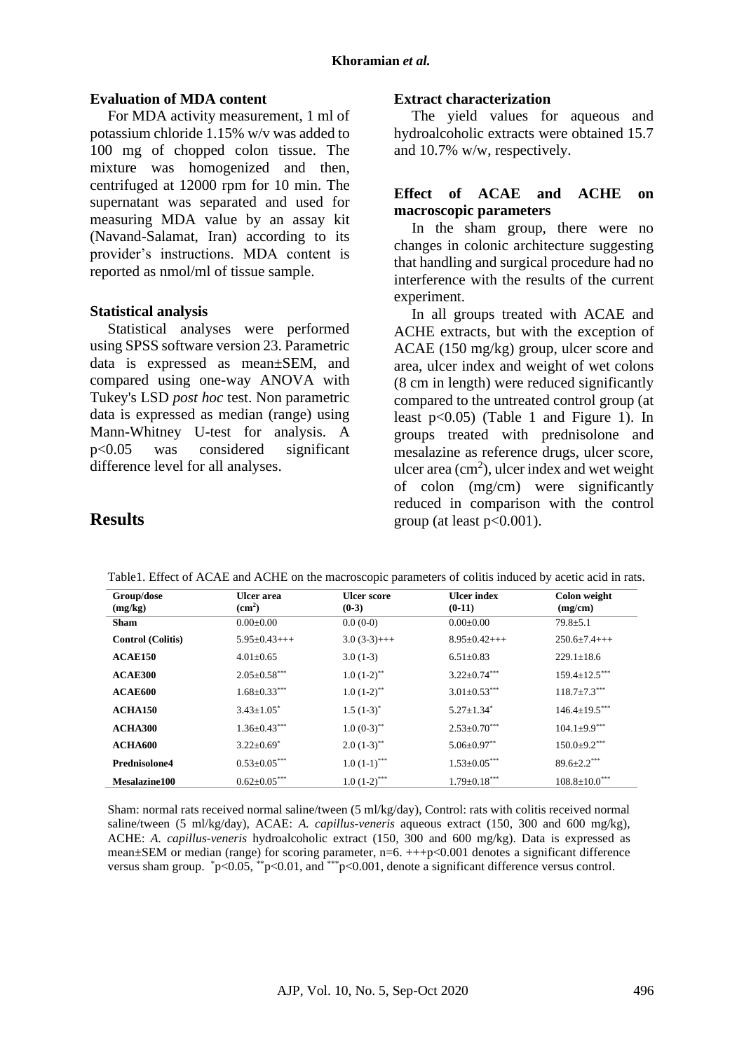### Evaluation of MDA content

For MDA activity measurement, 1 ml of potassium chloride 1.15% w/v was added to 100 mg of chopped colon tissue. The mixture was homogenized and then, centrifuged at 12000 rpm for 10 min. The supernatant was separated and used for measuring MDA value by an assay kit (Navand-Salamat, Iran) according to its provider's instructions. MDA content is reported as nmol/ml of tissue sample.

### Statistical analysis

Statistical analyses were performed using SPSS software version 23. Parametric data is expressed as mean±SEM, and compared using one-way ANOVA with Tukey's LSD *post hoc* test. Non parametric data is expressed as median (range) using Mann-Whitney U-test for analysis. A $p<0.05$ was considered significant difference level for all analyses.

## Results

### Extract characterization

The yield values for aqueous and hydroalcoholic extracts were obtained 15.7 and 10.7% w/w, respectively.

### Effect of ACAE and ACHE on macroscopic parameters

In the sham group, there were no changes in colonic architecture suggesting that handling and surgical procedure had no interference with the results of the current experiment.

In all groups treated with ACAE and ACHE extracts, but with the exception of ACAE (150 mg/kg) group, ulcer score and area, ulcer index and weight of wet colons (8 cm in length) were reduced significantly compared to the untreated control group (at least $p<0.05$) (Table 1 and Figure 1). In groups treated with prednisolone and mesalazine as reference drugs, ulcer score, ulcer area (cm$^2$), ulcer index and wet weight of colon (mg/cm) were significantly reduced in comparison with the control group (at least $p<0.001$).

Table1. Effect of ACAE and ACHE on the macroscopic parameters of colitis induced by acetic acid in rats.

| Group/dose (mg/kg) | Ulcer area (cm$^2$) | Ulcer score (0-3) | Ulcer index (0-11) | Colon weight (mg/cm) |
|---|---|---|---|---|
| **Sham** | 0.00±0.00 | 0.0 (0-0) | 0.00±0.00 | 79.8±5.1 |
| **Control (Colitis)** | 5.95±0.43+++ | 3.0 (3-3)+++ | 8.95±0.42+++ | 250.6±7.4+++ |
| **ACAE150** | 4.01±0.65 | 3.0 (1-3) | 6.51±0.83 | 229.1±18.6 |
| **ACAE300** | 2.05±0.58$^{***}$ | 1.0 (1-2)$^{**}$ | 3.22±0.74$^{***}$ | 159.4±12.5$^{***}$ |
| **ACAE600** | 1.68±0.33$^{***}$ | 1.0 (1-2)$^{**}$ | 3.01±0.53$^{***}$ | 118.7±7.3$^{***}$ |
| **ACHA150** | 3.43±1.05$^{*}$ | 1.5 (1-3)$^{*}$ | 5.27±1.34$^{*}$ | 146.4±19.5$^{***}$ |
| **ACHA300** | 1.36±0.43$^{***}$ | 1.0 (0-3)$^{**}$ | 2.53±0.70$^{***}$ | 104.1±9.9$^{***}$ |
| **ACHA600** | 3.22±0.69$^{*}$ | 2.0 (1-3)$^{**}$ | 5.06±0.97$^{**}$ | 150.0±9.2$^{***}$ |
| **Prednisolone4** | 0.53±0.05$^{***}$ | 1.0 (1-1)$^{***}$ | 1.53±0.05$^{***}$ | 89.6±2.2$^{***}$ |
| **Mesalazine100** | 0.62±0.05$^{***}$ | 1.0 (1-2)$^{***}$ | 1.79±0.18$^{***}$ | 108.8±10.0$^{***}$ |

Sham: normal rats received normal saline/tween (5 ml/kg/day), Control: rats with colitis received normal saline/tween (5 ml/kg/day), ACAE: *A. capillus-veneris* aqueous extract (150, 300 and 600 mg/kg), ACHE: *A. capillus-veneris* hydroalcoholic extract (150, 300 and 600 mg/kg). Data is expressed as mean±SEM or median (range) for scoring parameter, n=6. +++$p<0.001$ denotes a significant difference versus sham group. $^{*}p<0.05$, $^{**}p<0.01$, and $^{***}p<0.001$, denote a significant difference versus control.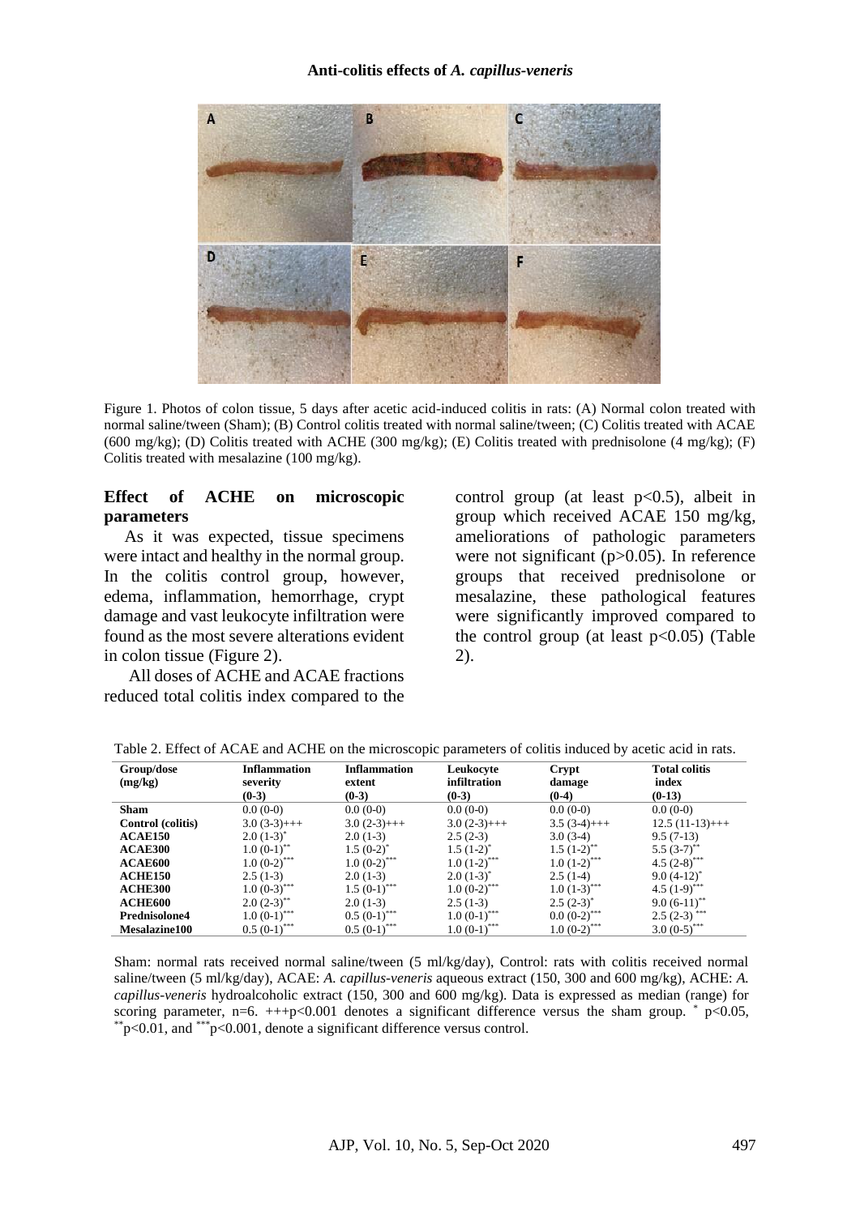Figure 1. Photos of colon tissue, 5 days after acetic acid-induced colitis in rats: (A) Normal colon treated with normal saline/tween (Sham); (B) Control colitis treated with normal saline/tween; (C) Colitis treated with ACAE (600 mg/kg); (D) Colitis treated with ACHE (300 mg/kg); (E) Colitis treated with prednisolone (4 mg/kg); (F) Colitis treated with mesalazine (100 mg/kg).

## Effect of ACHE on microscopic parameters

As it was expected, tissue specimens were intact and healthy in the normal group. In the colitis control group, however, edema, inflammation, hemorrhage, crypt damage and vast leukocyte infiltration were found as the most severe alterations evident in colon tissue (Figure 2).

All doses of ACHE and ACAE fractions reduced total colitis index compared to the control group (at least $p<0.5$), albeit in group which received ACAE 150 mg/kg, ameliorations of pathologic parameters were not significant ($p>0.05$). In reference groups that received prednisolone or mesalazine, these pathological features were significantly improved compared to the control group (at least $p<0.05$) (Table 2).

Table 2. Effect of ACAE and ACHE on the microscopic parameters of colitis induced by acetic acid in rats.

| Group/dose (mg/kg) | Inflammation severity (0-3) | Inflammation extent (0-3) | Leukocyte infiltration (0-3) | Crypt damage (0-4) | Total colitis index (0-13) |
|---|---|---|---|---|---|
| **Sham** | 0.0 (0-0) | 0.0 (0-0) | 0.0 (0-0) | 0.0 (0-0) | 0.0 (0-0) |
| **Control (colitis)** | 3.0 (3-3)+++ | 3.0 (2-3)+++ | 3.0 (2-3)+++ | 3.5 (3-4)+++ | 12.5 (11-13)+++ |
| **ACAE150** | 2.0 (1-3)* | 2.0 (1-3) | 2.5 (2-3) | 3.0 (3-4) | 9.5 (7-13) |
| **ACAE300** | 1.0 (0-1)** | 1.5 (0-2)* | 1.5 (1-2)* | 1.5 (1-2)** | 5.5 (3-7)** |
| **ACAE600** | 1.0 (0-2)*** | 1.0 (0-2)*** | 1.0 (1-2)*** | 1.0 (1-2)*** | 4.5 (2-8)*** |
| **ACHE150** | 2.5 (1-3) | 2.0 (1-3) | 2.0 (1-3)* | 2.5 (1-4) | 9.0 (4-12)* |
| **ACHE300** | 1.0 (0-3)*** | 1.5 (0-1)*** | 1.0 (0-2)*** | 1.0 (1-3)*** | 4.5 (1-9)*** |
| **ACHE600** | 2.0 (2-3)** | 2.0 (1-3) | 2.5 (1-3) | 2.5 (2-3)* | 9.0 (6-11)** |
| **Prednisolone4** | 1.0 (0-1)*** | 0.5 (0-1)*** | 1.0 (0-2)*** | 0.0 (0-2)*** | 2.5 (2-3)*** |
| **Mesalazine100** | 0.5 (0-1)*** | 0.5 (0-1)*** | 1.0 (0-1)*** | 1.0 (0-2)*** | 3.0 (0-5)*** |

Sham: normal rats received normal saline/tween (5 ml/kg/day), Control: rats with colitis received normal saline/tween (5 ml/kg/day), ACAE: *A. capillus-veneris* aqueous extract (150, 300 and 600 mg/kg), ACHE: *A. capillus-veneris* hydroalcoholic extract (150, 300 and 600 mg/kg). Data is expressed as median (range) for scoring parameter, n=6. +++$p<0.001$ denotes a significant difference versus the sham group. * $p<0.05$, ** $p<0.01$, and *** $p<0.001$, denote a significant difference versus control.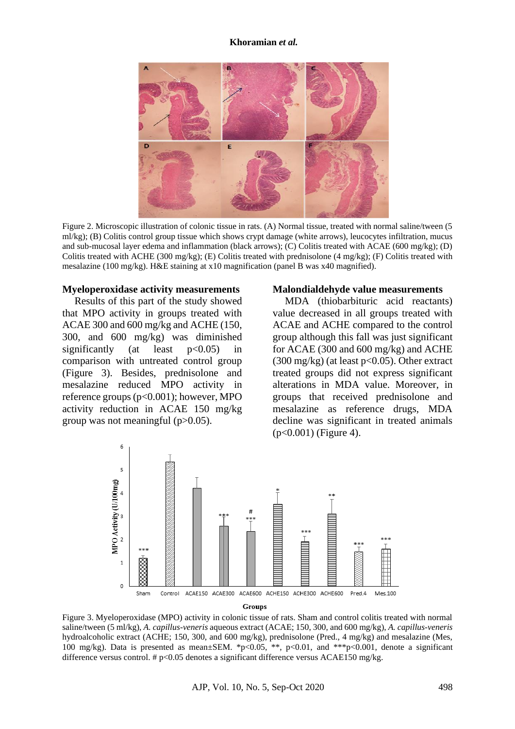Figure 2. Microscopic illustration of colonic tissue in rats. (A) Normal tissue, treated with normal saline/tween (5 ml/kg); (B) Colitis control group tissue which shows crypt damage (white arrows), leucocytes infiltration, mucus and sub-mucosal layer edema and inflammation (black arrows); (C) Colitis treated with ACAE (600 mg/kg); (D) Colitis treated with ACHE (300 mg/kg); (E) Colitis treated with prednisolone (4 mg/kg); (F) Colitis treated with mesalazine (100 mg/kg). H&E staining at x10 magnification (panel B was x40 magnified).

### Myeloperoxidase activity measurements

Results of this part of the study showed that MPO activity in groups treated with ACAE 300 and 600 mg/kg and ACHE (150, 300, and 600 mg/kg) was diminished significantly (at least $p<0.05$) in comparison with untreated control group (Figure 3). Besides, prednisolone and mesalazine reduced MPO activity in reference groups ($p<0.001$); however, MPO activity reduction in ACAE 150 mg/kg group was not meaningful ($p>0.05$).

### Malondialdehyde value measurements

MDA (thiobarbituric acid reactants) value decreased in all groups treated with ACAE and ACHE compared to the control group although this fall was just significant for ACAE (300 and 600 mg/kg) and ACHE (300 mg/kg) (at least $p<0.05$). Other extract treated groups did not express significant alterations in MDA value. Moreover, in groups that received prednisolone and mesalazine as reference drugs, MDA decline was significant in treated animals ($p<0.001$) (Figure 4).

Figure 3. Myeloperoxidase (MPO) activity in colonic tissue of rats. Sham and control colitis treated with normal saline/tween (5 ml/kg), *A. capillus-veneris* aqueous extract (ACAE; 150, 300, and 600 mg/kg), *A. capillus-veneris* hydroalcoholic extract (ACHE; 150, 300, and 600 mg/kg), prednisolone (Pred., 4 mg/kg) and mesalazine (Mes, 100 mg/kg). Data is presented as mean±SEM. *$p<0.05$, **, $p<0.01$, and ***$p<0.001$, denote a significant difference versus control. # $p<0.05$ denotes a significant difference versus ACAE150 mg/kg.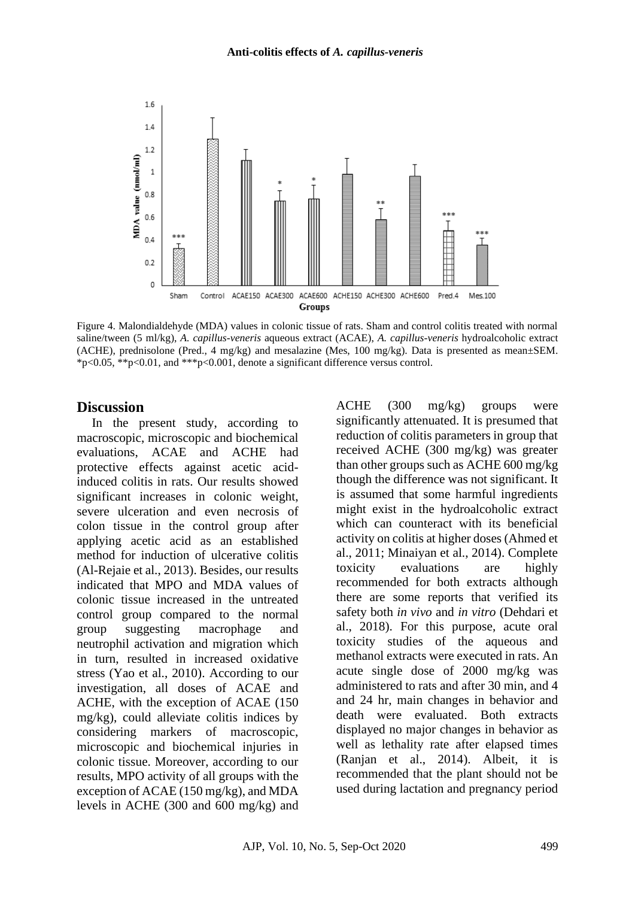Figure 4. Malondialdehyde (MDA) values in colonic tissue of rats. Sham and control colitis treated with normal saline/tween (5 ml/kg), *A. capillus-veneris* aqueous extract (ACAE), *A. capillus-veneris* hydroalcoholic extract (ACHE), prednisolone (Pred., 4 mg/kg) and mesalazine (Mes, 100 mg/kg). Data is presented as mean±SEM. *p<0.05, **p<0.01, and ***p<0.001, denote a significant difference versus control.

## Discussion

In the present study, according to macroscopic, microscopic and biochemical evaluations, ACAE and ACHE had protective effects against acetic acid-induced colitis in rats. Our results showed significant increases in colonic weight, severe ulceration and even necrosis of colon tissue in the control group after applying acetic acid as an established method for induction of ulcerative colitis (Al-Rejaie et al., 2013). Besides, our results indicated that MPO and MDA values of colonic tissue increased in the untreated control group compared to the normal group suggesting macrophage and neutrophil activation and migration which in turn, resulted in increased oxidative stress (Yao et al., 2010). According to our investigation, all doses of ACAE and ACHE, with the exception of ACAE (150 mg/kg), could alleviate colitis indices by considering markers of macroscopic, microscopic and biochemical injuries in colonic tissue. Moreover, according to our results, MPO activity of all groups with the exception of ACAE (150 mg/kg), and MDA levels in ACHE (300 and 600 mg/kg) and ACHE (300 mg/kg) groups were significantly attenuated. It is presumed that reduction of colitis parameters in group that received ACHE (300 mg/kg) was greater than other groups such as ACHE 600 mg/kg though the difference was not significant. It is assumed that some harmful ingredients might exist in the hydroalcoholic extract which can counteract with its beneficial activity on colitis at higher doses (Ahmed et al., 2011; Minaiyan et al., 2014). Complete toxicity evaluations are highly recommended for both extracts although there are some reports that verified its safety both *in vivo* and *in vitro* (Dehdari et al., 2018). For this purpose, acute oral toxicity studies of the aqueous and methanol extracts were executed in rats. An acute single dose of 2000 mg/kg was administered to rats and after 30 min, and 4 and 24 hr, main changes in behavior and death were evaluated. Both extracts displayed no major changes in behavior as well as lethality rate after elapsed times (Ranjan et al., 2014). Albeit, it is recommended that the plant should not be used during lactation and pregnancy period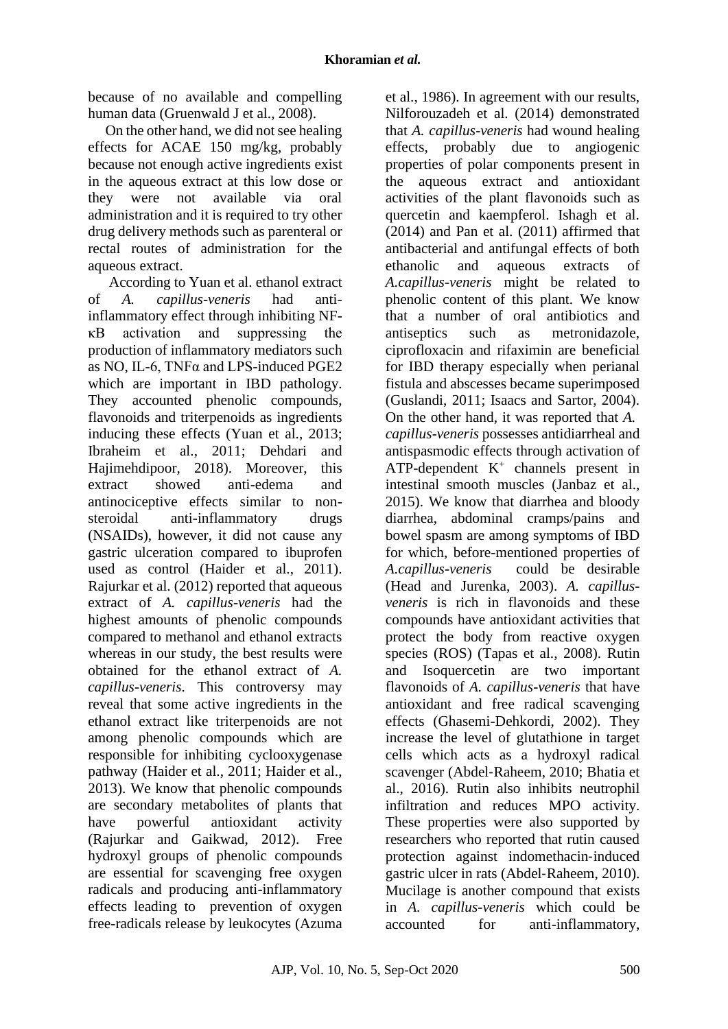because of no available and compelling human data (Gruenwald J et al., 2008).

On the other hand, we did not see healing effects for ACAE 150 mg/kg, probably because not enough active ingredients exist in the aqueous extract at this low dose or they were not available via oral administration and it is required to try other drug delivery methods such as parenteral or rectal routes of administration for the aqueous extract.

According to Yuan et al. ethanol extract of *A. capillus-veneris* had anti-inflammatory effect through inhibiting NF-κB activation and suppressing the production of inflammatory mediators such as NO, IL-6, TNFα and LPS-induced PGE2 which are important in IBD pathology. They accounted phenolic compounds, flavonoids and triterpenoids as ingredients inducing these effects (Yuan et al., 2013; Ibraheim et al., 2011; Dehdari and Hajimehdipoor, 2018). Moreover, this extract showed anti-edema and antinociceptive effects similar to non-steroidal anti-inflammatory drugs (NSAIDs), however, it did not cause any gastric ulceration compared to ibuprofen used as control (Haider et al., 2011). Rajurkar et al. (2012) reported that aqueous extract of *A. capillus-veneris* had the highest amounts of phenolic compounds compared to methanol and ethanol extracts whereas in our study, the best results were obtained for the ethanol extract of *A. capillus-veneris*. This controversy may reveal that some active ingredients in the ethanol extract like triterpenoids are not among phenolic compounds which are responsible for inhibiting cyclooxygenase pathway (Haider et al., 2011; Haider et al., 2013). We know that phenolic compounds are secondary metabolites of plants that have powerful antioxidant activity (Rajurkar and Gaikwad, 2012). Free hydroxyl groups of phenolic compounds are essential for scavenging free oxygen radicals and producing anti-inflammatory effects leading to prevention of oxygen free-radicals release by leukocytes (Azuma et al., 1986). In agreement with our results, Nilforouzadeh et al. (2014) demonstrated that *A. capillus-veneris* had wound healing effects, probably due to angiogenic properties of polar components present in the aqueous extract and antioxidant activities of the plant flavonoids such as quercetin and kaempferol. Ishagh et al. (2014) and Pan et al. (2011) affirmed that antibacterial and antifungal effects of both ethanolic and aqueous extracts of *A.capillus-veneris* might be related to phenolic content of this plant. We know that a number of oral antibiotics and antiseptics such as metronidazole, ciprofloxacin and rifaximin are beneficial for IBD therapy especially when perianal fistula and abscesses became superimposed (Guslandi, 2011; Isaacs and Sartor, 2004). On the other hand, it was reported that *A. capillus-veneris* possesses antidiarrheal and antispasmodic effects through activation of ATP-dependent $K^+$ channels present in intestinal smooth muscles (Janbaz et al., 2015). We know that diarrhea and bloody diarrhea, abdominal cramps/pains and bowel spasm are among symptoms of IBD for which, before-mentioned properties of *A.capillus-veneris* could be desirable (Head and Jurenka, 2003). *A. capillus-veneris* is rich in flavonoids and these compounds have antioxidant activities that protect the body from reactive oxygen species (ROS) (Tapas et al., 2008). Rutin and Isoquercetin are two important flavonoids of *A. capillus-veneris* that have antioxidant and free radical scavenging effects (Ghasemi-Dehkordi, 2002). They increase the level of glutathione in target cells which acts as a hydroxyl radical scavenger (Abdel-Raheem, 2010; Bhatia et al., 2016). Rutin also inhibits neutrophil infiltration and reduces MPO activity. These properties were also supported by researchers who reported that rutin caused protection against indomethacin-induced gastric ulcer in rats (Abdel-Raheem, 2010). Mucilage is another compound that exists in *A. capillus-veneris* which could be accounted for anti-inflammatory,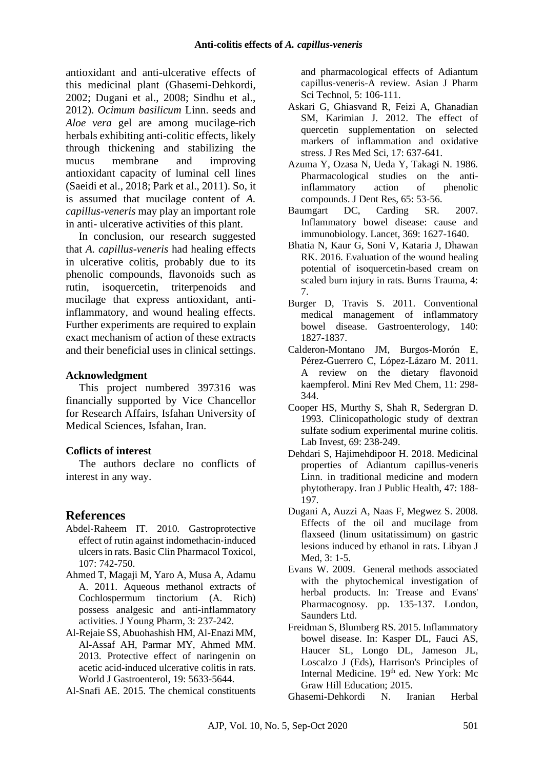antioxidant and anti-ulcerative effects of this medicinal plant (Ghasemi-Dehkordi, 2002; Dugani et al., 2008; Sindhu et al., 2012). *Ocimum basilicum* Linn. seeds and *Aloe vera* gel are among mucilage-rich herbals exhibiting anti-colitic effects, likely through thickening and stabilizing the mucus membrane and improving antioxidant capacity of luminal cell lines (Saeidi et al., 2018; Park et al., 2011). So, it is assumed that mucilage content of *A. capillus-veneris* may play an important role in anti- ulcerative activities of this plant.

In conclusion, our research suggested that *A. capillus-veneris* had healing effects in ulcerative colitis, probably due to its phenolic compounds, flavonoids such as rutin, isoquercetin, triterpenoids and mucilage that express antioxidant, anti-inflammatory, and wound healing effects. Further experiments are required to explain exact mechanism of action of these extracts and their beneficial uses in clinical settings.

**Acknowledgment**

This project numbered 397316 was financially supported by Vice Chancellor for Research Affairs, Isfahan University of Medical Sciences, Isfahan, Iran.

**Coflicts of interest**

The authors declare no conflicts of interest in any way.

## References

Abdel-Raheem IT. 2010. Gastroprotective effect of rutin against indomethacin-induced ulcers in rats. Basic Clin Pharmacol Toxicol, 107: 742-750.

Ahmed T, Magaji M, Yaro A, Musa A, Adamu A. 2011. Aqueous methanol extracts of Cochlospermum tinctorium (A. Rich) possess analgesic and anti-inflammatory activities. J Young Pharm, 3: 237-242.

Al-Rejaie SS, Abuohashish HM, Al-Enazi MM, Al-Assaf AH, Parmar MY, Ahmed MM. 2013. Protective effect of naringenin on acetic acid-induced ulcerative colitis in rats. World J Gastroenterol, 19: 5633-5644.

Al-Snafi AE. 2015. The chemical constituents and pharmacological effects of Adiantum capillus-veneris-A review. Asian J Pharm Sci Technol, 5: 106-111.

Askari G, Ghiasvand R, Feizi A, Ghanadian SM, Karimian J. 2012. The effect of quercetin supplementation on selected markers of inflammation and oxidative stress. J Res Med Sci, 17: 637-641.

Azuma Y, Ozasa N, Ueda Y, Takagi N. 1986. Pharmacological studies on the anti-inflammatory action of phenolic compounds. J Dent Res, 65: 53-56.

Baumgart DC, Carding SR. 2007. Inflammatory bowel disease: cause and immunobiology. Lancet, 369: 1627-1640.

Bhatia N, Kaur G, Soni V, Kataria J, Dhawan RK. 2016. Evaluation of the wound healing potential of isoquercetin-based cream on scaled burn injury in rats. Burns Trauma, 4: 7.

Burger D, Travis S. 2011. Conventional medical management of inflammatory bowel disease. Gastroenterology, 140: 1827-1837.

Calderon-Montano JM, Burgos-Morón E, Pérez-Guerrero C, López-Lázaro M. 2011. A review on the dietary flavonoid kaempferol. Mini Rev Med Chem, 11: 298-344.

Cooper HS, Murthy S, Shah R, Sedergran D. 1993. Clinicopathologic study of dextran sulfate sodium experimental murine colitis. Lab Invest, 69: 238-249.

Dehdari S, Hajimehdipoor H. 2018. Medicinal properties of Adiantum capillus-veneris Linn. in traditional medicine and modern phytotherapy. Iran J Public Health, 47: 188-197.

Dugani A, Auzzi A, Naas F, Megwez S. 2008. Effects of the oil and mucilage from flaxseed (linum usitatissimum) on gastric lesions induced by ethanol in rats. Libyan J Med, 3: 1-5.

Evans W. 2009. General methods associated with the phytochemical investigation of herbal products. In: Trease and Evans' Pharmacognosy. pp. 135-137. London, Saunders Ltd.

Freidman S, Blumberg RS. 2015. Inflammatory bowel disease. In: Kasper DL, Fauci AS, Haucer SL, Longo DL, Jameson JL, Loscalzo J (Eds), Harrison's Principles of Internal Medicine. 19th ed. New York: Mc Graw Hill Education; 2015.

Ghasemi-Dehkordi N. Iranian Herbal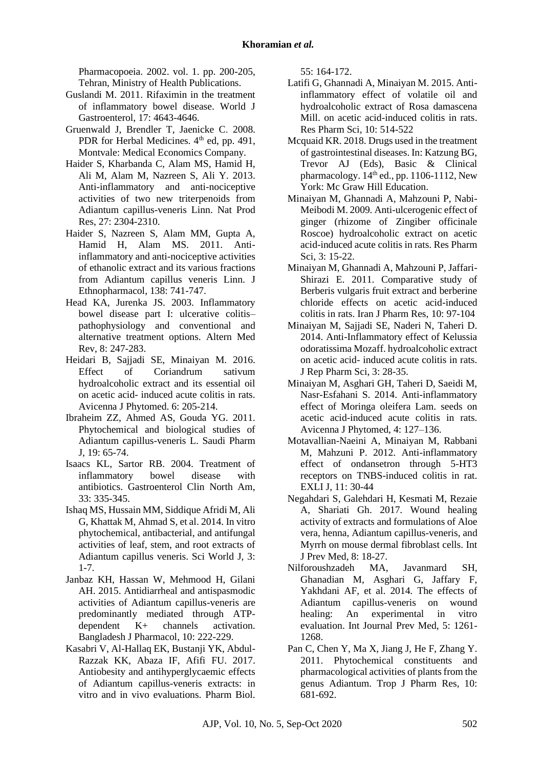Pharmacopoeia. 2002. vol. 1. pp. 200-205, Tehran, Ministry of Health Publications.

Guslandi M. 2011. Rifaximin in the treatment of inflammatory bowel disease. World J Gastroenterol, 17: 4643-4646.

Gruenwald J, Brendler T, Jaenicke C. 2008. PDR for Herbal Medicines. 4th ed, pp. 491, Montvale: Medical Economics Company.

Haider S, Kharbanda C, Alam MS, Hamid H, Ali M, Alam M, Nazreen S, Ali Y. 2013. Anti-inflammatory and anti-nociceptive activities of two new triterpenoids from Adiantum capillus-veneris Linn. Nat Prod Res, 27: 2304-2310.

Haider S, Nazreen S, Alam MM, Gupta A, Hamid H, Alam MS. 2011. Anti-inflammatory and anti-nociceptive activities of ethanolic extract and its various fractions from Adiantum capillus veneris Linn. J Ethnopharmacol, 138: 741-747.

Head KA, Jurenka JS. 2003. Inflammatory bowel disease part I: ulcerative colitis–pathophysiology and conventional and alternative treatment options. Altern Med Rev, 8: 247-283.

Heidari B, Sajjadi SE, Minaiyan M. 2016. Effect of Coriandrum sativum hydroalcoholic extract and its essential oil on acetic acid- induced acute colitis in rats. Avicenna J Phytomed. 6: 205-214.

Ibraheim ZZ, Ahmed AS, Gouda YG. 2011. Phytochemical and biological studies of Adiantum capillus-veneris L. Saudi Pharm J, 19: 65-74.

Isaacs KL, Sartor RB. 2004. Treatment of inflammatory bowel disease with antibiotics. Gastroenterol Clin North Am, 33: 335-345.

Ishaq MS, Hussain MM, Siddique Afridi M, Ali G, Khattak M, Ahmad S, et al. 2014. In vitro phytochemical, antibacterial, and antifungal activities of leaf, stem, and root extracts of Adiantum capillus veneris. Sci World J, 3: 1-7.

Janbaz KH, Hassan W, Mehmood H, Gilani AH. 2015. Antidiarrheal and antispasmodic activities of Adiantum capillus-veneris are predominantly mediated through ATP-dependent K+ channels activation. Bangladesh J Pharmacol, 10: 222-229.

Kasabri V, Al-Hallaq EK, Bustanji YK, Abdul-Razzak KK, Abaza IF, Afifi FU. 2017. Antiobesity and antihyperglycaemic effects of Adiantum capillus-veneris extracts: in vitro and in vivo evaluations. Pharm Biol. 55: 164-172.

Latifi G, Ghannadi A, Minaiyan M. 2015. Anti-inflammatory effect of volatile oil and hydroalcoholic extract of Rosa damascena Mill. on acetic acid-induced colitis in rats. Res Pharm Sci, 10: 514-522

Mcquaid KR. 2018. Drugs used in the treatment of gastrointestinal diseases. In: Katzung BG, Trevor AJ (Eds), Basic & Clinical pharmacology. 14th ed., pp. 1106-1112, New York: Mc Graw Hill Education.

Minaiyan M, Ghannadi A, Mahzouni P, Nabi-Meibodi M. 2009. Anti-ulcerogenic effect of ginger (rhizome of Zingiber officinale Roscoe) hydroalcoholic extract on acetic acid-induced acute colitis in rats. Res Pharm Sci, 3: 15-22.

Minaiyan M, Ghannadi A, Mahzouni P, Jaffari-Shirazi E. 2011. Comparative study of Berberis vulgaris fruit extract and berberine chloride effects on acetic acid-induced colitis in rats. Iran J Pharm Res, 10: 97-104

Minaiyan M, Sajjadi SE, Naderi N, Taheri D. 2014. Anti-Inflammatory effect of Kelussia odoratissima Mozaff. hydroalcoholic extract on acetic acid- induced acute colitis in rats. J Rep Pharm Sci, 3: 28-35.

Minaiyan M, Asghari GH, Taheri D, Saeidi M, Nasr-Esfahani S. 2014. Anti-inflammatory effect of Moringa oleifera Lam. seeds on acetic acid-induced acute colitis in rats. Avicenna J Phytomed, 4: 127–136.

Motavallian-Naeini A, Minaiyan M, Rabbani M, Mahzuni P. 2012. Anti-inflammatory effect of ondansetron through 5-HT3 receptors on TNBS-induced colitis in rat. EXLI J, 11: 30-44

Negahdari S, Galehdari H, Kesmati M, Rezaie A, Shariati Gh. 2017. Wound healing activity of extracts and formulations of Aloe vera, henna, Adiantum capillus-veneris, and Myrrh on mouse dermal fibroblast cells. Int J Prev Med, 8: 18-27.

Nilforoushzadeh MA, Javanmard SH, Ghanadian M, Asghari G, Jaffary F, Yakhdani AF, et al. 2014. The effects of Adiantum capillus-veneris on wound healing: An experimental in vitro evaluation. Int Journal Prev Med, 5: 1261-1268.

Pan C, Chen Y, Ma X, Jiang J, He F, Zhang Y. 2011. Phytochemical constituents and pharmacological activities of plants from the genus Adiantum. Trop J Pharm Res, 10: 681-692.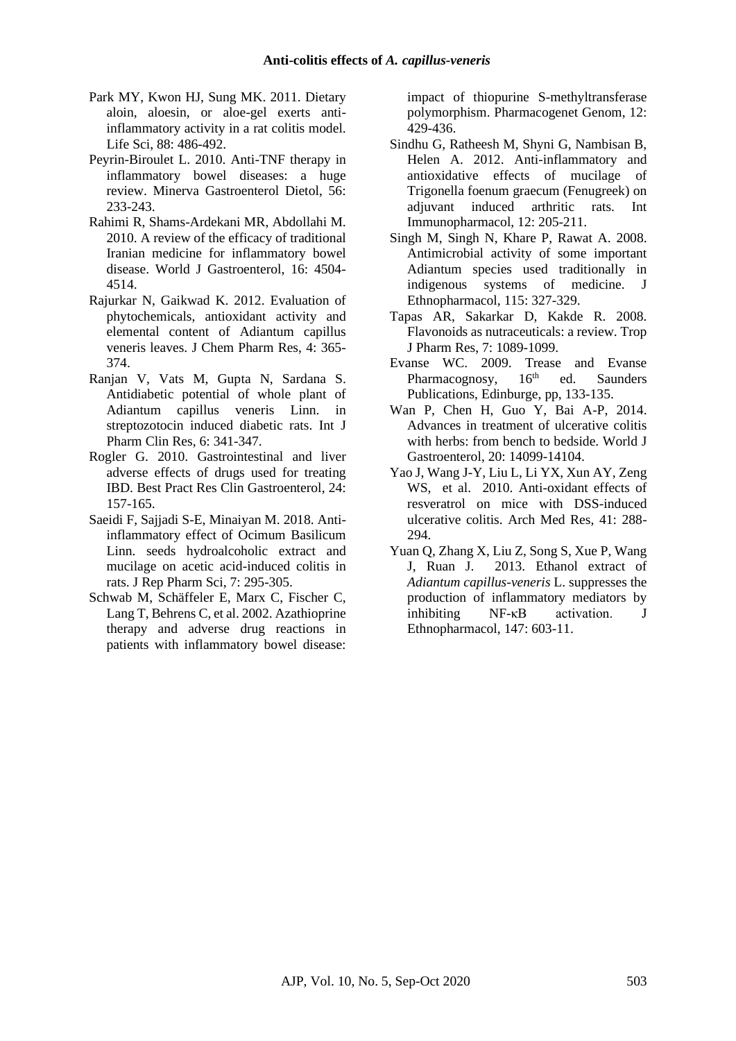Park MY, Kwon HJ, Sung MK. 2011. Dietary aloin, aloesin, or aloe-gel exerts anti-inflammatory activity in a rat colitis model. Life Sci, 88: 486-492.

Peyrin-Biroulet L. 2010. Anti-TNF therapy in inflammatory bowel diseases: a huge review. Minerva Gastroenterol Dietol, 56: 233-243.

Rahimi R, Shams-Ardekani MR, Abdollahi M. 2010. A review of the efficacy of traditional Iranian medicine for inflammatory bowel disease. World J Gastroenterol, 16: 4504-4514.

Rajurkar N, Gaikwad K. 2012. Evaluation of phytochemicals, antioxidant activity and elemental content of Adiantum capillus veneris leaves. J Chem Pharm Res, 4: 365-374.

Ranjan V, Vats M, Gupta N, Sardana S. Antidiabetic potential of whole plant of Adiantum capillus veneris Linn. in streptozotocin induced diabetic rats. Int J Pharm Clin Res, 6: 341-347.

Rogler G. 2010. Gastrointestinal and liver adverse effects of drugs used for treating IBD. Best Pract Res Clin Gastroenterol, 24: 157-165.

Saeidi F, Sajjadi S-E, Minaiyan M. 2018. Anti-inflammatory effect of Ocimum Basilicum Linn. seeds hydroalcoholic extract and mucilage on acetic acid-induced colitis in rats. J Rep Pharm Sci, 7: 295-305.

Schwab M, Schäffeler E, Marx C, Fischer C, Lang T, Behrens C, et al. 2002. Azathioprine therapy and adverse drug reactions in patients with inflammatory bowel disease: impact of thiopurine S-methyltransferase polymorphism. Pharmacogenet Genom, 12: 429-436.

Sindhu G, Ratheesh M, Shyni G, Nambisan B, Helen A. 2012. Anti-inflammatory and antioxidative effects of mucilage of Trigonella foenum graecum (Fenugreek) on adjuvant induced arthritic rats. Int Immunopharmacol, 12: 205-211.

Singh M, Singh N, Khare P, Rawat A. 2008. Antimicrobial activity of some important Adiantum species used traditionally in indigenous systems of medicine. J Ethnopharmacol, 115: 327-329.

Tapas AR, Sakarkar D, Kakde R. 2008. Flavonoids as nutraceuticals: a review. Trop J Pharm Res, 7: 1089-1099.

Evanse WC. 2009. Trease and Evanse Pharmacognosy, 16th ed. Saunders Publications, Edinburge, pp, 133-135.

Wan P, Chen H, Guo Y, Bai A-P, 2014. Advances in treatment of ulcerative colitis with herbs: from bench to bedside. World J Gastroenterol, 20: 14099-14104.

Yao J, Wang J-Y, Liu L, Li YX, Xun AY, Zeng WS, et al. 2010. Anti-oxidant effects of resveratrol on mice with DSS-induced ulcerative colitis. Arch Med Res, 41: 288-294.

Yuan Q, Zhang X, Liu Z, Song S, Xue P, Wang J, Ruan J. 2013. Ethanol extract of *Adiantum capillus-veneris* L. suppresses the production of inflammatory mediators by inhibiting NF-κB activation. J Ethnopharmacol, 147: 603-11.